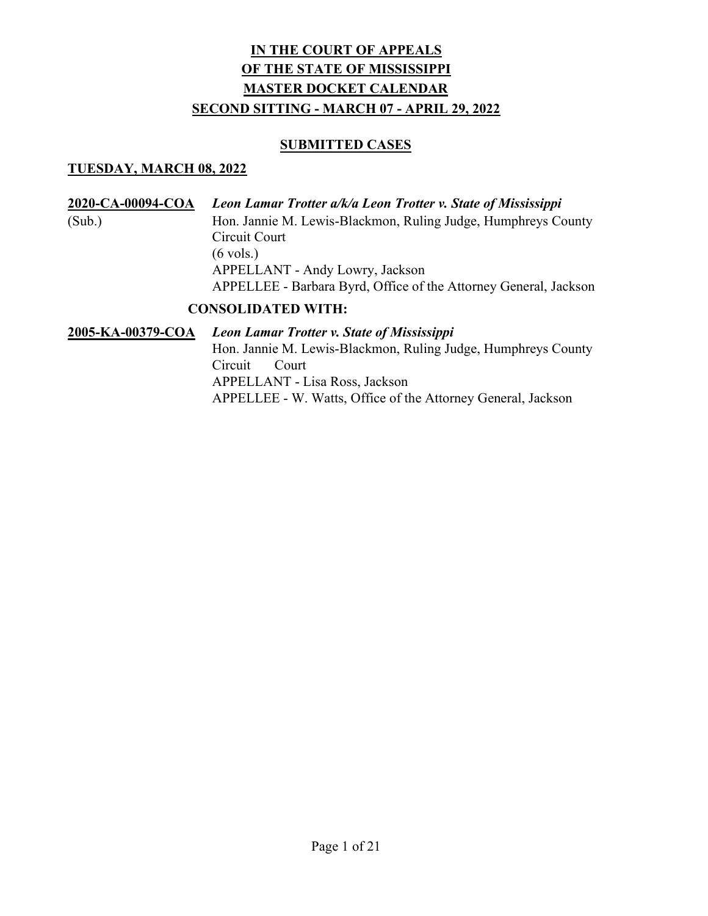# **IN THE COURT OF APPEALS**
# **OF THE STATE OF MISSISSIPPI**
# **MASTER DOCKET CALENDAR**
# **SECOND SITTING - MARCH 07 - APRIL 29, 2022**

## **SUBMITTED CASES**

### **TUESDAY, MARCH 08, 2022**

**2020-CA-00094-COA** ***Leon Lamar Trotter a/k/a Leon Trotter v. State of Mississippi***
(Sub.)
Hon. Jannie M. Lewis-Blackmon, Ruling Judge, Humphreys County Circuit Court
(6 vols.)
APPELLANT - Andy Lowry, Jackson
APPELLEE - Barbara Byrd, Office of the Attorney General, Jackson

**CONSOLIDATED WITH:**

**2005-KA-00379-COA** ***Leon Lamar Trotter v. State of Mississippi***
Hon. Jannie M. Lewis-Blackmon, Ruling Judge, Humphreys County Circuit Court
APPELLANT - Lisa Ross, Jackson
APPELLEE - W. Watts, Office of the Attorney General, Jackson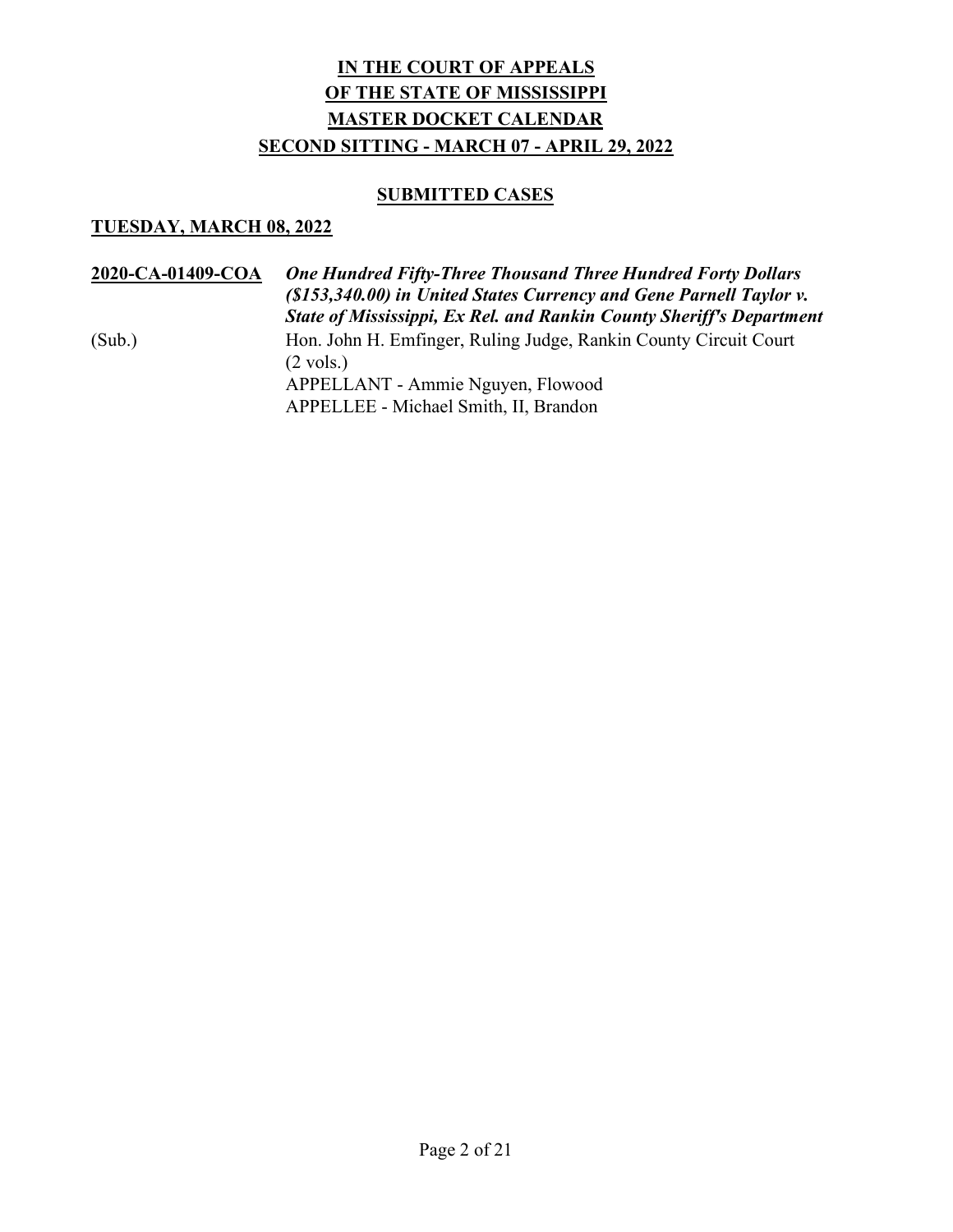# IN THE COURT OF APPEALS
# OF THE STATE OF MISSISSIPPI
# MASTER DOCKET CALENDAR
# SECOND SITTING - MARCH 07 - APRIL 29, 2022

## SUBMITTED CASES

### TUESDAY, MARCH 08, 2022

**2020-CA-01409-COA** ***One Hundred Fifty-Three Thousand Three Hundred Forty Dollars ($153,340.00) in United States Currency and Gene Parnell Taylor v. State of Mississippi, Ex Rel. and Rankin County Sheriff's Department***

(Sub.) Hon. John H. Emfinger, Ruling Judge, Rankin County Circuit Court
(2 vols.)
APPELLANT - Ammie Nguyen, Flowood
APPELLEE - Michael Smith, II, Brandon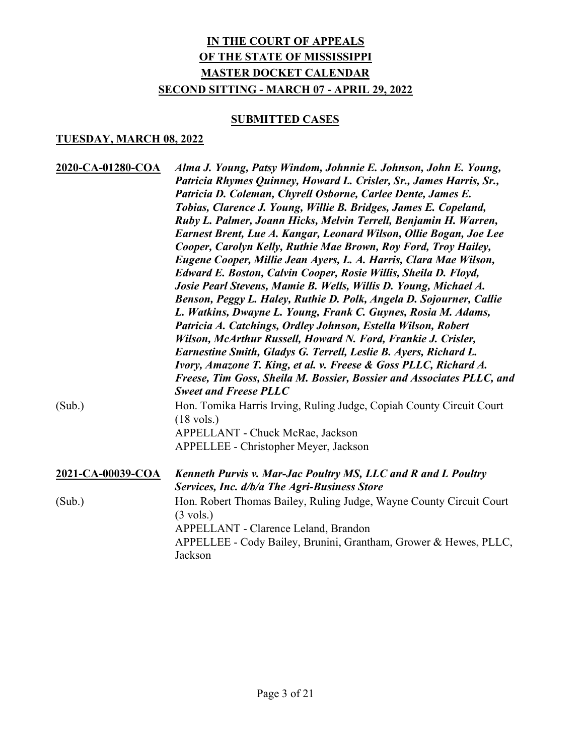**IN THE COURT OF APPEALS**
**OF THE STATE OF MISSISSIPPI**
**MASTER DOCKET CALENDAR**
**SECOND SITTING - MARCH 07 - APRIL 29, 2022**

**SUBMITTED CASES**

**TUESDAY, MARCH 08, 2022**

**2020-CA-01280-COA** ***Alma J. Young, Patsy Windom, Johnnie E. Johnson, John E. Young, Patricia Rhymes Quinney, Howard L. Crisler, Sr., James Harris, Sr., Patricia D. Coleman, Chyrell Osborne, Carlee Dente, James E. Tobias, Clarence J. Young, Willie B. Bridges, James E. Copeland, Ruby L. Palmer, Joann Hicks, Melvin Terrell, Benjamin H. Warren, Earnest Brent, Lue A. Kangar, Leonard Wilson, Ollie Bogan, Joe Lee Cooper, Carolyn Kelly, Ruthie Mae Brown, Roy Ford, Troy Hailey, Eugene Cooper, Millie Jean Ayers, L. A. Harris, Clara Mae Wilson, Edward E. Boston, Calvin Cooper, Rosie Willis, Sheila D. Floyd, Josie Pearl Stevens, Mamie B. Wells, Willis D. Young, Michael A. Benson, Peggy L. Haley, Ruthie D. Polk, Angela D. Sojourner, Callie L. Watkins, Dwayne L. Young, Frank C. Guynes, Rosia M. Adams, Patricia A. Catchings, Ordley Johnson, Estella Wilson, Robert Wilson, McArthur Russell, Howard N. Ford, Frankie J. Crisler, Earnestine Smith, Gladys G. Terrell, Leslie B. Ayers, Richard L. Ivory, Amazone T. King, et al. v. Freese & Goss PLLC, Richard A. Freese, Tim Goss, Sheila M. Bossier, Bossier and Associates PLLC, and Sweet and Freese PLLC***

(Sub.) Hon. Tomika Harris Irving, Ruling Judge, Copiah County Circuit Court (18 vols.)
APPELLANT - Chuck McRae, Jackson
APPELLEE - Christopher Meyer, Jackson

**2021-CA-00039-COA** ***Kenneth Purvis v. Mar-Jac Poultry MS, LLC and R and L Poultry Services, Inc. d/b/a The Agri-Business Store***

(Sub.) Hon. Robert Thomas Bailey, Ruling Judge, Wayne County Circuit Court (3 vols.)
APPELLANT - Clarence Leland, Brandon
APPELLEE - Cody Bailey, Brunini, Grantham, Grower & Hewes, PLLC, Jackson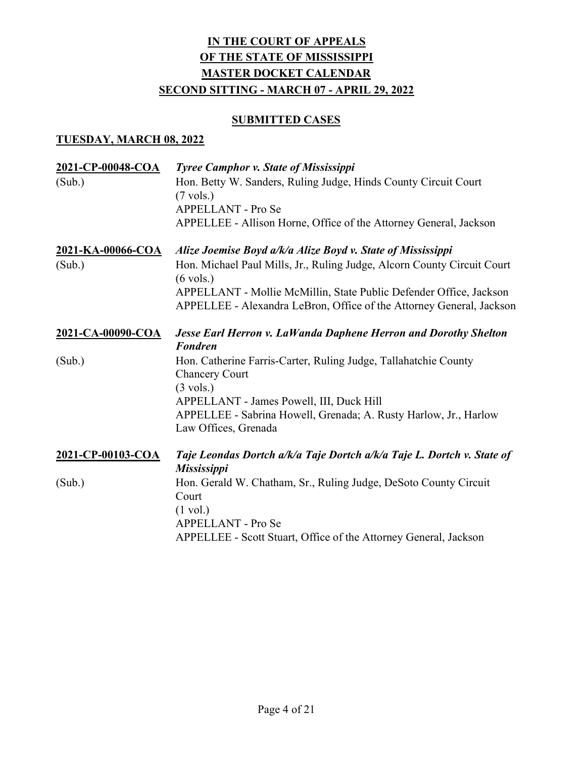# IN THE COURT OF APPEALS
# OF THE STATE OF MISSISSIPPI
# MASTER DOCKET CALENDAR
# SECOND SITTING - MARCH 07 - APRIL 29, 2022

## SUBMITTED CASES

### TUESDAY, MARCH 08, 2022

**2021-CP-00048-COA** (Sub.)
*Tyree Camphor v. State of Mississippi*
Hon. Betty W. Sanders, Ruling Judge, Hinds County Circuit Court
(7 vols.)
APPELLANT - Pro Se
APPELLEE - Allison Horne, Office of the Attorney General, Jackson

**2021-KA-00066-COA** (Sub.)
*Alize Joemise Boyd a/k/a Alize Boyd v. State of Mississippi*
Hon. Michael Paul Mills, Jr., Ruling Judge, Alcorn County Circuit Court
(6 vols.)
APPELLANT - Mollie McMillin, State Public Defender Office, Jackson
APPELLEE - Alexandra LeBron, Office of the Attorney General, Jackson

**2021-CA-00090-COA** (Sub.)
*Jesse Earl Herron v. LaWanda Daphene Herron and Dorothy Shelton Fondren*
Hon. Catherine Farris-Carter, Ruling Judge, Tallahatchie County Chancery Court
(3 vols.)
APPELLANT - James Powell, III, Duck Hill
APPELLEE - Sabrina Howell, Grenada; A. Rusty Harlow, Jr., Harlow Law Offices, Grenada

**2021-CP-00103-COA** (Sub.)
*Taje Leondas Dortch a/k/a Taje Dortch a/k/a Taje L. Dortch v. State of Mississippi*
Hon. Gerald W. Chatham, Sr., Ruling Judge, DeSoto County Circuit Court
(1 vol.)
APPELLANT - Pro Se
APPELLEE - Scott Stuart, Office of the Attorney General, Jackson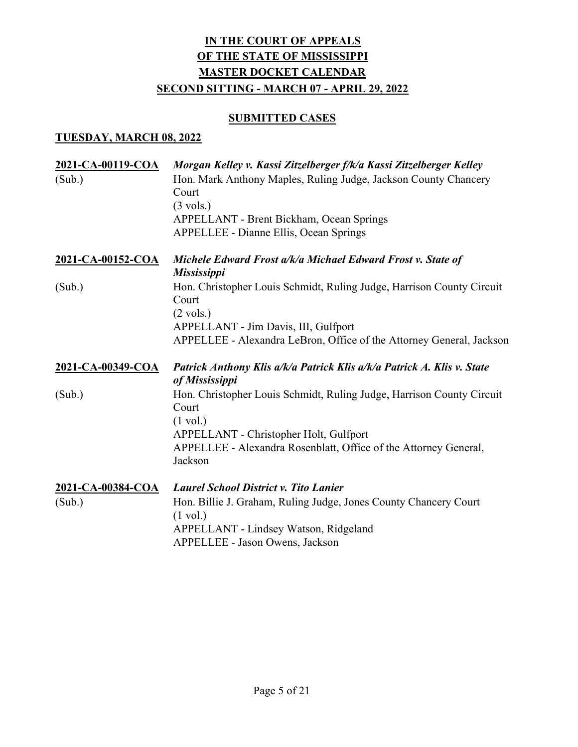# IN THE COURT OF APPEALS
# OF THE STATE OF MISSISSIPPI
# MASTER DOCKET CALENDAR
# SECOND SITTING - MARCH 07 - APRIL 29, 2022

## SUBMITTED CASES

### TUESDAY, MARCH 08, 2022

**2021-CA-00119-COA** *Morgan Kelley v. Kassi Zitzelberger f/k/a Kassi Zitzelberger Kelley*
(Sub.)
Hon. Mark Anthony Maples, Ruling Judge, Jackson County Chancery Court
(3 vols.)
APPELLANT - Brent Bickham, Ocean Springs
APPELLEE - Dianne Ellis, Ocean Springs

**2021-CA-00152-COA** *Michele Edward Frost a/k/a Michael Edward Frost v. State of Mississippi*
(Sub.)
Hon. Christopher Louis Schmidt, Ruling Judge, Harrison County Circuit Court
(2 vols.)
APPELLANT - Jim Davis, III, Gulfport
APPELLEE - Alexandra LeBron, Office of the Attorney General, Jackson

**2021-CA-00349-COA** *Patrick Anthony Klis a/k/a Patrick Klis a/k/a Patrick A. Klis v. State of Mississippi*
(Sub.)
Hon. Christopher Louis Schmidt, Ruling Judge, Harrison County Circuit Court
(1 vol.)
APPELLANT - Christopher Holt, Gulfport
APPELLEE - Alexandra Rosenblatt, Office of the Attorney General, Jackson

**2021-CA-00384-COA** *Laurel School District v. Tito Lanier*
(Sub.)
Hon. Billie J. Graham, Ruling Judge, Jones County Chancery Court
(1 vol.)
APPELLANT - Lindsey Watson, Ridgeland
APPELLEE - Jason Owens, Jackson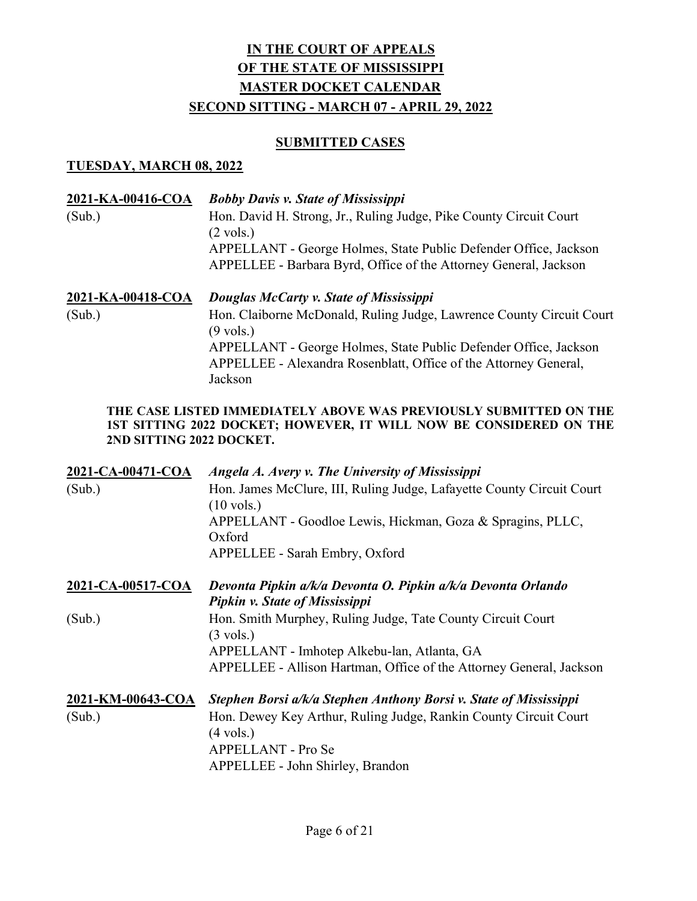# IN THE COURT OF APPEALS
# OF THE STATE OF MISSISSIPPI
# MASTER DOCKET CALENDAR
# SECOND SITTING - MARCH 07 - APRIL 29, 2022

## SUBMITTED CASES

### TUESDAY, MARCH 08, 2022

**2021-KA-00416-COA** *Bobby Davis v. State of Mississippi*
(Sub.)
Hon. David H. Strong, Jr., Ruling Judge, Pike County Circuit Court
(2 vols.)
APPELLANT - George Holmes, State Public Defender Office, Jackson
APPELLEE - Barbara Byrd, Office of the Attorney General, Jackson

**2021-KA-00418-COA** *Douglas McCarty v. State of Mississippi*
(Sub.)
Hon. Claiborne McDonald, Ruling Judge, Lawrence County Circuit Court
(9 vols.)
APPELLANT - George Holmes, State Public Defender Office, Jackson
APPELLEE - Alexandra Rosenblatt, Office of the Attorney General, Jackson

**THE CASE LISTED IMMEDIATELY ABOVE WAS PREVIOUSLY SUBMITTED ON THE 1ST SITTING 2022 DOCKET; HOWEVER, IT WILL NOW BE CONSIDERED ON THE 2ND SITTING 2022 DOCKET.**

**2021-CA-00471-COA** *Angela A. Avery v. The University of Mississippi*
(Sub.)
Hon. James McClure, III, Ruling Judge, Lafayette County Circuit Court
(10 vols.)
APPELLANT - Goodloe Lewis, Hickman, Goza & Spragins, PLLC, Oxford
APPELLEE - Sarah Embry, Oxford

**2021-CA-00517-COA** *Devonta Pipkin a/k/a Devonta O. Pipkin a/k/a Devonta Orlando Pipkin v. State of Mississippi*
(Sub.)
Hon. Smith Murphey, Ruling Judge, Tate County Circuit Court
(3 vols.)
APPELLANT - Imhotep Alkebu-lan, Atlanta, GA
APPELLEE - Allison Hartman, Office of the Attorney General, Jackson

**2021-KM-00643-COA** *Stephen Borsi a/k/a Stephen Anthony Borsi v. State of Mississippi*
(Sub.)
Hon. Dewey Key Arthur, Ruling Judge, Rankin County Circuit Court
(4 vols.)
APPELLANT - Pro Se
APPELLEE - John Shirley, Brandon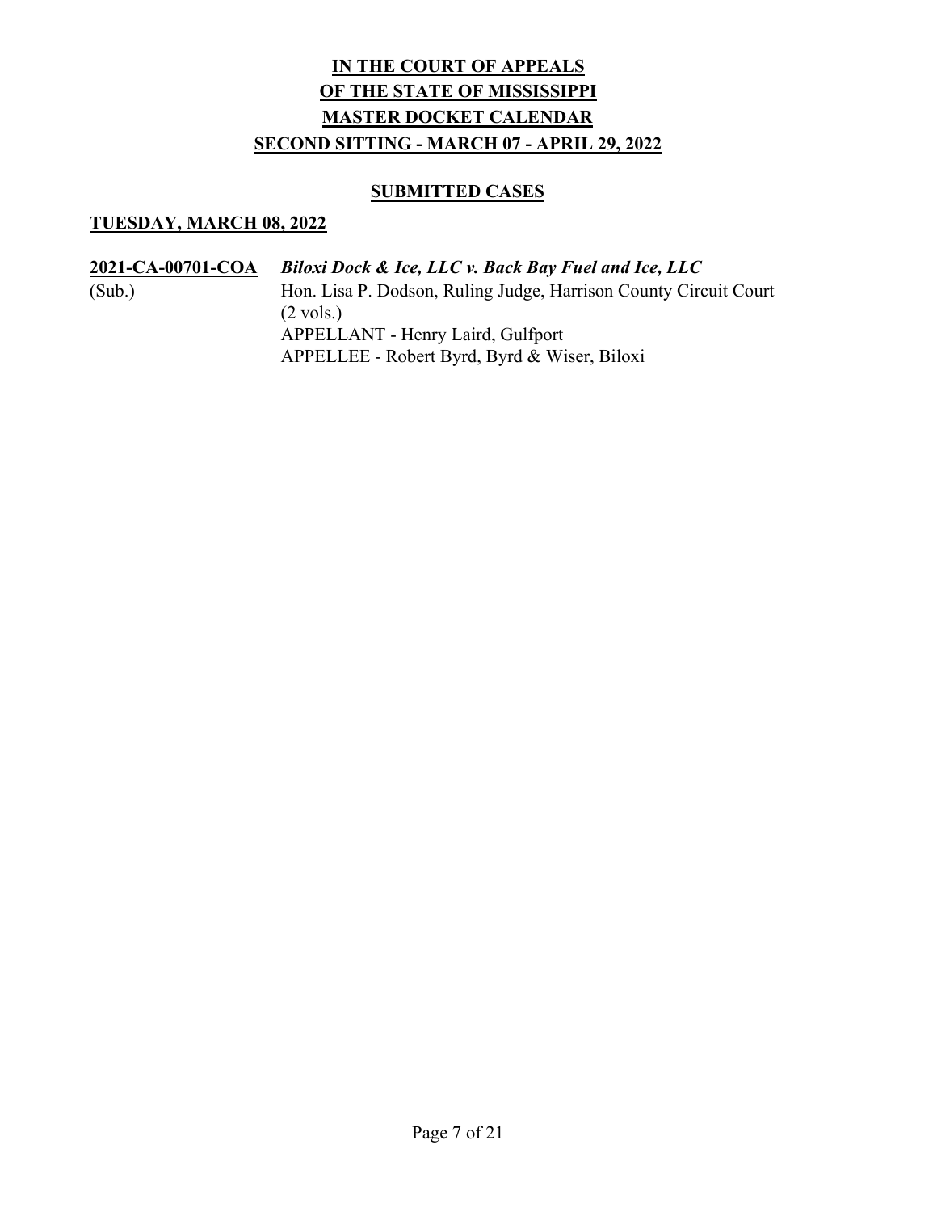# IN THE COURT OF APPEALS
# OF THE STATE OF MISSISSIPPI
# MASTER DOCKET CALENDAR
# SECOND SITTING - MARCH 07 - APRIL 29, 2022

## SUBMITTED CASES

### TUESDAY, MARCH 08, 2022

**2021-CA-00701-COA** (Sub.)

***Biloxi Dock & Ice, LLC v. Back Bay Fuel and Ice, LLC***
Hon. Lisa P. Dodson, Ruling Judge, Harrison County Circuit Court
(2 vols.)
APPELLANT - Henry Laird, Gulfport
APPELLEE - Robert Byrd, Byrd & Wiser, Biloxi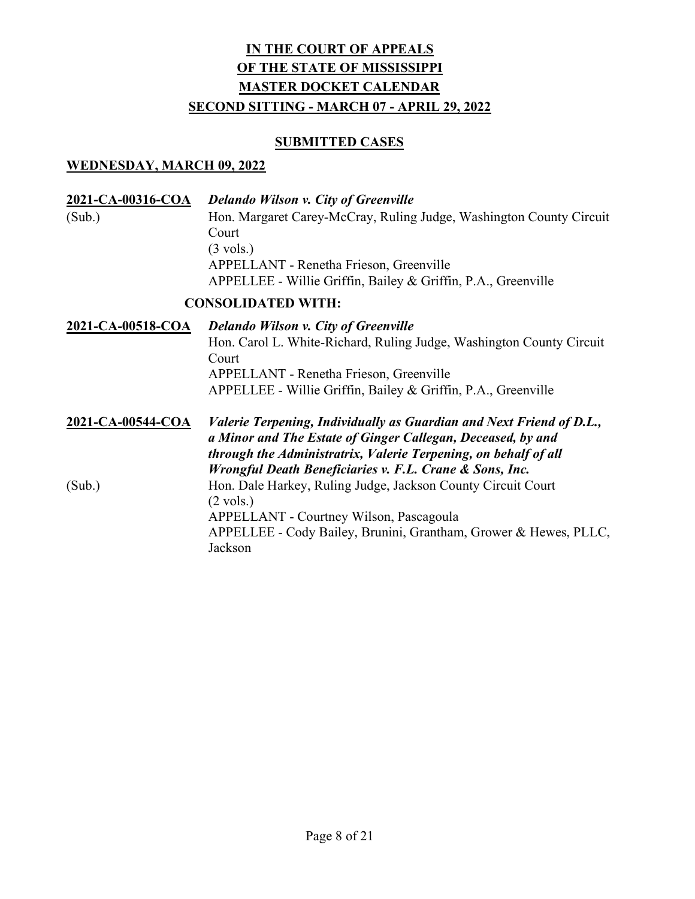# IN THE COURT OF APPEALS
# OF THE STATE OF MISSISSIPPI
# MASTER DOCKET CALENDAR
# SECOND SITTING - MARCH 07 - APRIL 29, 2022

## SUBMITTED CASES

### WEDNESDAY, MARCH 09, 2022

**2021-CA-00316-COA** ***Delando Wilson v. City of Greenville***
(Sub.)
Hon. Margaret Carey-McCray, Ruling Judge, Washington County Circuit Court
(3 vols.)
APPELLANT - Renetha Frieson, Greenville
APPELLEE - Willie Griffin, Bailey & Griffin, P.A., Greenville

**CONSOLIDATED WITH:**

**2021-CA-00518-COA** ***Delando Wilson v. City of Greenville***
Hon. Carol L. White-Richard, Ruling Judge, Washington County Circuit Court
APPELLANT - Renetha Frieson, Greenville
APPELLEE - Willie Griffin, Bailey & Griffin, P.A., Greenville

**2021-CA-00544-COA** ***Valerie Terpening, Individually as Guardian and Next Friend of D.L., a Minor and The Estate of Ginger Callegan, Deceased, by and through the Administratrix, Valerie Terpening, on behalf of all Wrongful Death Beneficiaries v. F.L. Crane & Sons, Inc.***
(Sub.)
Hon. Dale Harkey, Ruling Judge, Jackson County Circuit Court
(2 vols.)
APPELLANT - Courtney Wilson, Pascagoula
APPELLEE - Cody Bailey, Brunini, Grantham, Grower & Hewes, PLLC, Jackson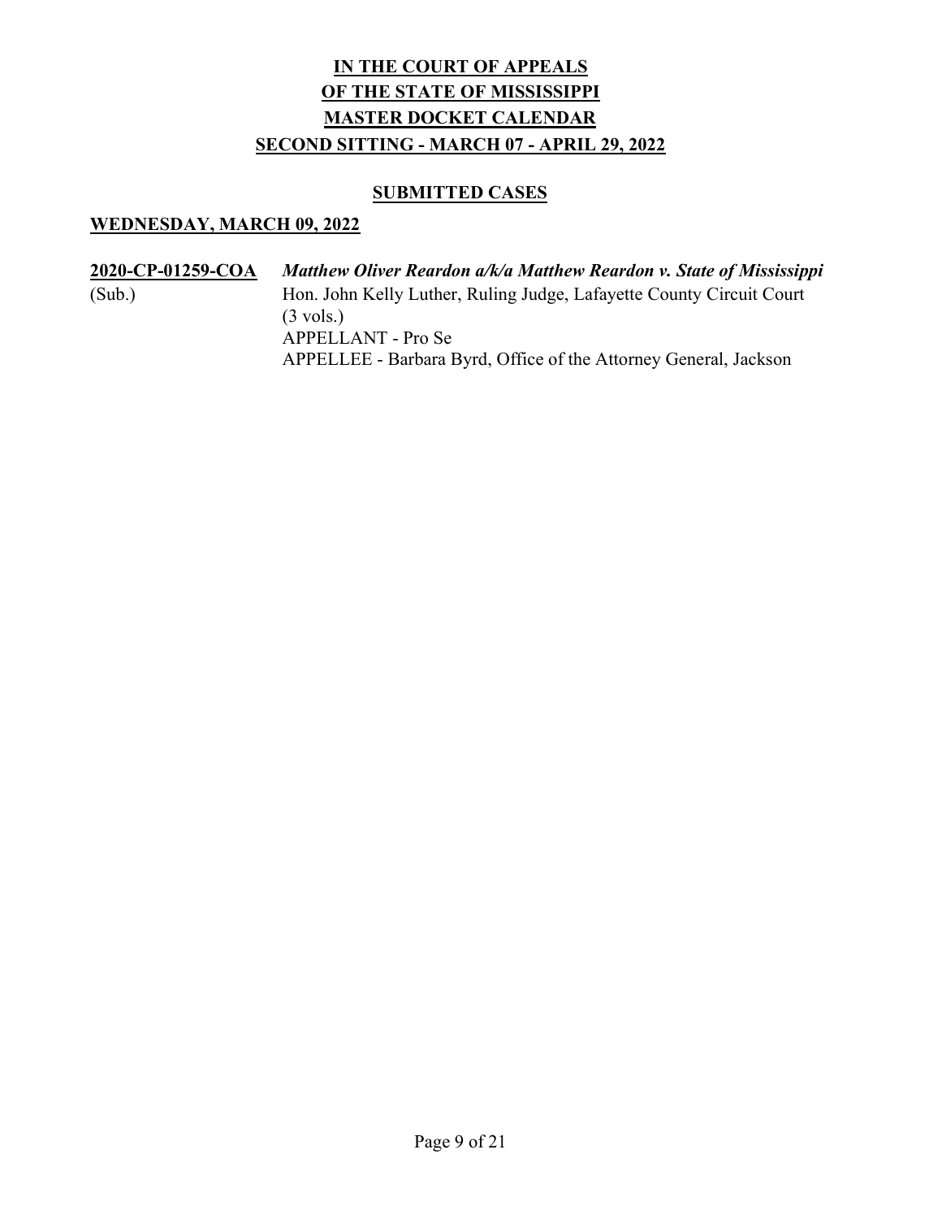# IN THE COURT OF APPEALS
# OF THE STATE OF MISSISSIPPI
# MASTER DOCKET CALENDAR
# SECOND SITTING - MARCH 07 - APRIL 29, 2022

## SUBMITTED CASES

### WEDNESDAY, MARCH 09, 2022

**2020-CP-01259-COA** *Matthew Oliver Reardon a/k/a Matthew Reardon v. State of Mississippi*
(Sub.)
Hon. John Kelly Luther, Ruling Judge, Lafayette County Circuit Court
(3 vols.)
APPELLANT - Pro Se
APPELLEE - Barbara Byrd, Office of the Attorney General, Jackson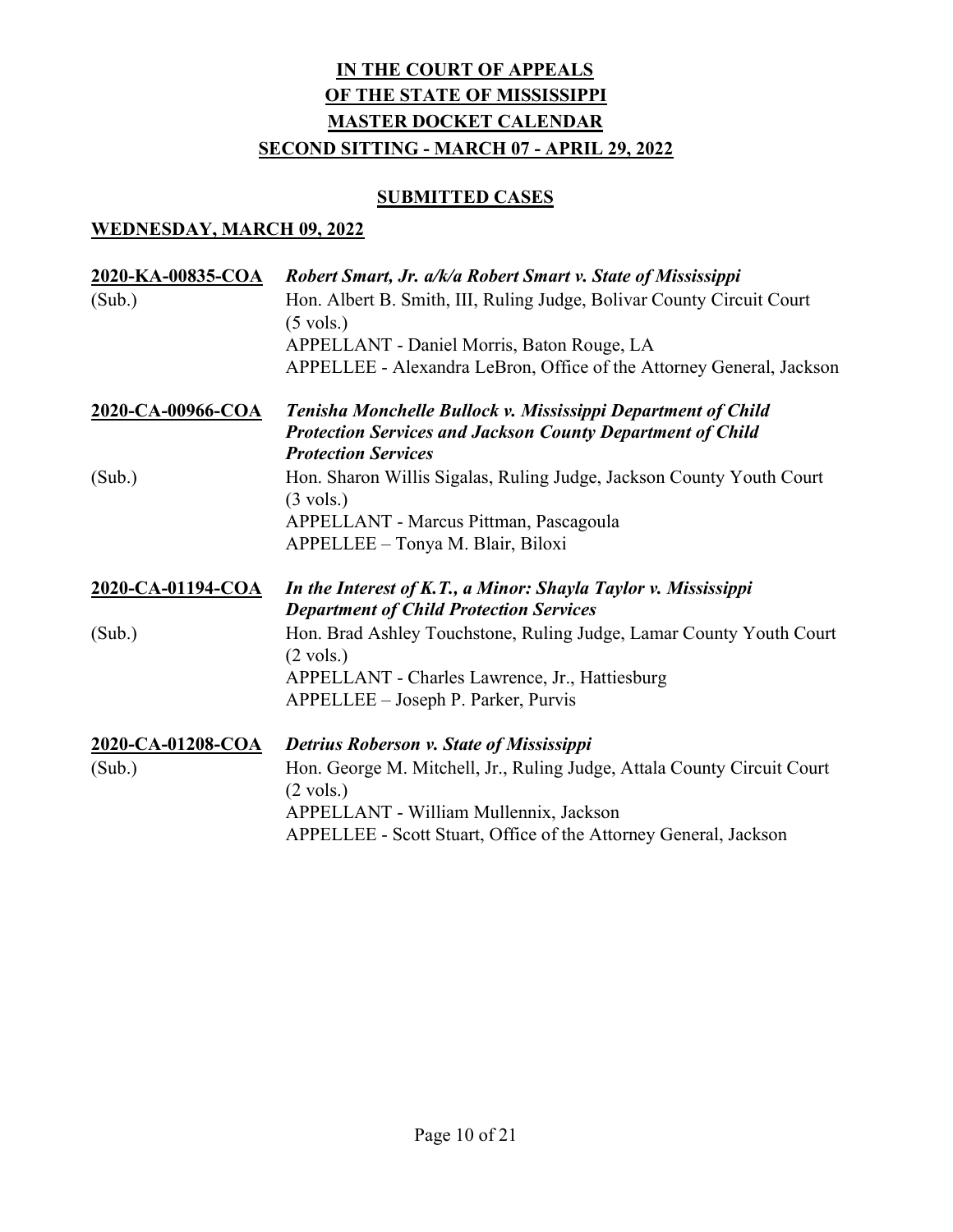# IN THE COURT OF APPEALS OF THE STATE OF MISSISSIPPI MASTER DOCKET CALENDAR SECOND SITTING - MARCH 07 - APRIL 29, 2022

## SUBMITTED CASES

### WEDNESDAY, MARCH 09, 2022

**2020-KA-00835-COA** — ***Robert Smart, Jr. a/k/a Robert Smart v. State of Mississippi***
(Sub.)
Hon. Albert B. Smith, III, Ruling Judge, Bolivar County Circuit Court
(5 vols.)
APPELLANT - Daniel Morris, Baton Rouge, LA
APPELLEE - Alexandra LeBron, Office of the Attorney General, Jackson

**2020-CA-00966-COA** — ***Tenisha Monchelle Bullock v. Mississippi Department of Child Protection Services and Jackson County Department of Child Protection Services***
(Sub.)
Hon. Sharon Willis Sigalas, Ruling Judge, Jackson County Youth Court
(3 vols.)
APPELLANT - Marcus Pittman, Pascagoula
APPELLEE – Tonya M. Blair, Biloxi

**2020-CA-01194-COA** — ***In the Interest of K.T., a Minor: Shayla Taylor v. Mississippi Department of Child Protection Services***
(Sub.)
Hon. Brad Ashley Touchstone, Ruling Judge, Lamar County Youth Court
(2 vols.)
APPELLANT - Charles Lawrence, Jr., Hattiesburg
APPELLEE – Joseph P. Parker, Purvis

**2020-CA-01208-COA** — ***Detrius Roberson v. State of Mississippi***
(Sub.)
Hon. George M. Mitchell, Jr., Ruling Judge, Attala County Circuit Court
(2 vols.)
APPELLANT - William Mullennix, Jackson
APPELLEE - Scott Stuart, Office of the Attorney General, Jackson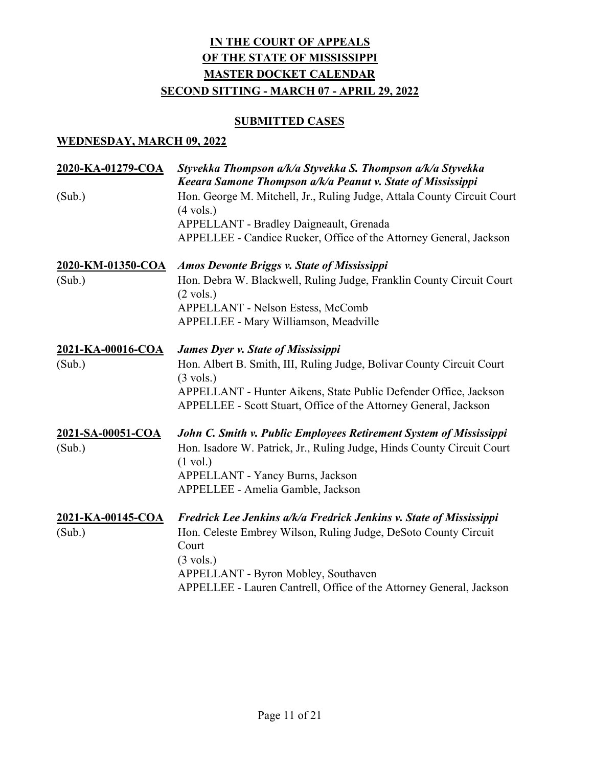**IN THE COURT OF APPEALS**
**OF THE STATE OF MISSISSIPPI**
**MASTER DOCKET CALENDAR**
**SECOND SITTING - MARCH 07 - APRIL 29, 2022**

**SUBMITTED CASES**

**WEDNESDAY, MARCH 09, 2022**

**2020-KA-01279-COA** *Styvekka Thompson a/k/a Styvekka S. Thompson a/k/a Styvekka Keeara Samone Thompson a/k/a Peanut v. State of Mississippi*
(Sub.)
Hon. George M. Mitchell, Jr., Ruling Judge, Attala County Circuit Court
(4 vols.)
APPELLANT - Bradley Daigneault, Grenada
APPELLEE - Candice Rucker, Office of the Attorney General, Jackson

**2020-KM-01350-COA** *Amos Devonte Briggs v. State of Mississippi*
(Sub.)
Hon. Debra W. Blackwell, Ruling Judge, Franklin County Circuit Court
(2 vols.)
APPELLANT - Nelson Estess, McComb
APPELLEE - Mary Williamson, Meadville

**2021-KA-00016-COA** *James Dyer v. State of Mississippi*
(Sub.)
Hon. Albert B. Smith, III, Ruling Judge, Bolivar County Circuit Court
(3 vols.)
APPELLANT - Hunter Aikens, State Public Defender Office, Jackson
APPELLEE - Scott Stuart, Office of the Attorney General, Jackson

**2021-SA-00051-COA** *John C. Smith v. Public Employees Retirement System of Mississippi*
(Sub.)
Hon. Isadore W. Patrick, Jr., Ruling Judge, Hinds County Circuit Court
(1 vol.)
APPELLANT - Yancy Burns, Jackson
APPELLEE - Amelia Gamble, Jackson

**2021-KA-00145-COA** *Fredrick Lee Jenkins a/k/a Fredrick Jenkins v. State of Mississippi*
(Sub.)
Hon. Celeste Embrey Wilson, Ruling Judge, DeSoto County Circuit Court
(3 vols.)
APPELLANT - Byron Mobley, Southaven
APPELLEE - Lauren Cantrell, Office of the Attorney General, Jackson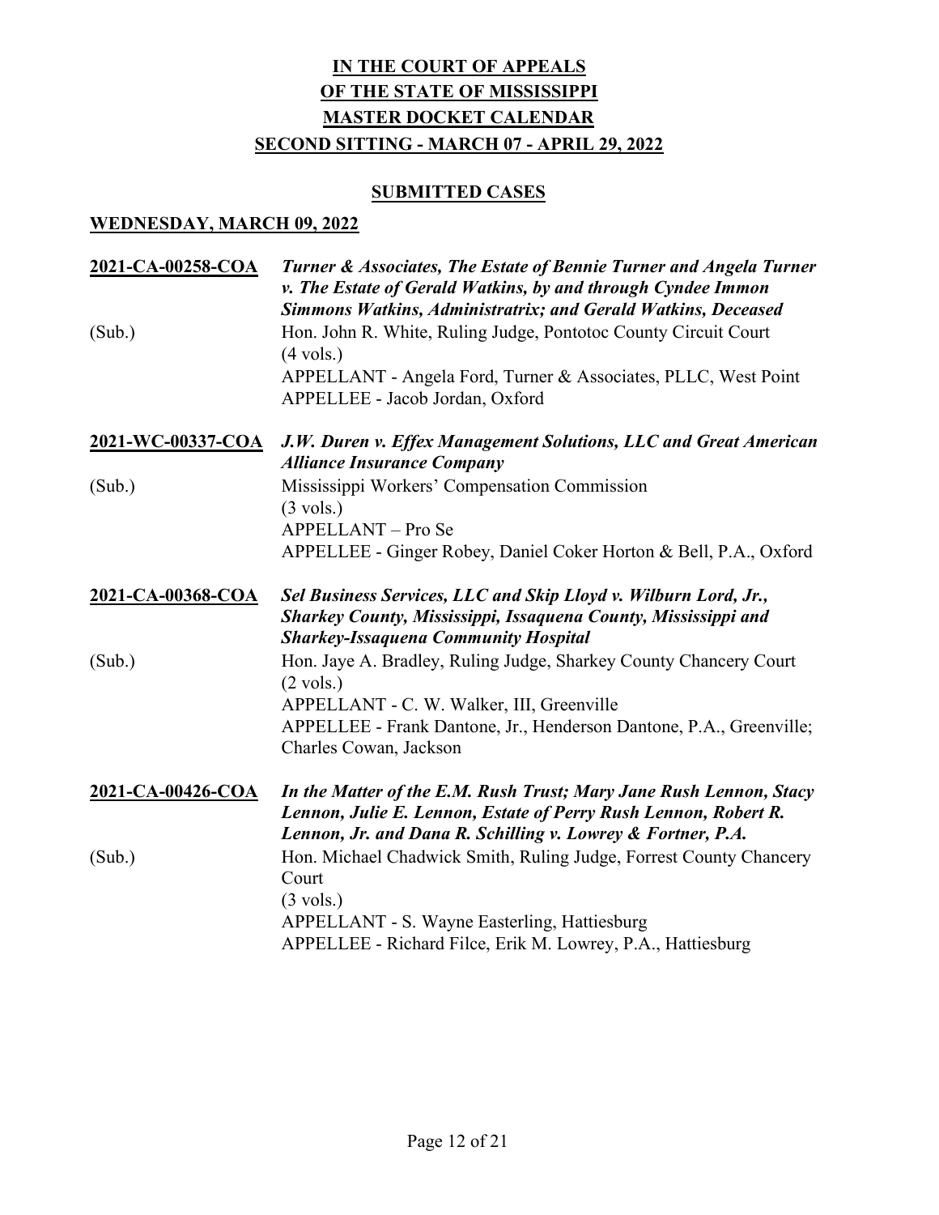# IN THE COURT OF APPEALS
# OF THE STATE OF MISSISSIPPI
# MASTER DOCKET CALENDAR
# SECOND SITTING - MARCH 07 - APRIL 29, 2022

## SUBMITTED CASES

### WEDNESDAY, MARCH 09, 2022

**2021-CA-00258-COA** ***Turner & Associates, The Estate of Bennie Turner and Angela Turner v. The Estate of Gerald Watkins, by and through Cyndee Immon Simmons Watkins, Administratrix; and Gerald Watkins, Deceased***

(Sub.)
Hon. John R. White, Ruling Judge, Pontotoc County Circuit Court
(4 vols.)
APPELLANT - Angela Ford, Turner & Associates, PLLC, West Point
APPELLEE - Jacob Jordan, Oxford

**2021-WC-00337-COA** ***J.W. Duren v. Effex Management Solutions, LLC and Great American Alliance Insurance Company***

(Sub.)
Mississippi Workers' Compensation Commission
(3 vols.)
APPELLANT – Pro Se
APPELLEE - Ginger Robey, Daniel Coker Horton & Bell, P.A., Oxford

**2021-CA-00368-COA** ***Sel Business Services, LLC and Skip Lloyd v. Wilburn Lord, Jr., Sharkey County, Mississippi, Issaquena County, Mississippi and Sharkey-Issaquena Community Hospital***

(Sub.)
Hon. Jaye A. Bradley, Ruling Judge, Sharkey County Chancery Court
(2 vols.)
APPELLANT - C. W. Walker, III, Greenville
APPELLEE - Frank Dantone, Jr., Henderson Dantone, P.A., Greenville; Charles Cowan, Jackson

**2021-CA-00426-COA** ***In the Matter of the E.M. Rush Trust; Mary Jane Rush Lennon, Stacy Lennon, Julie E. Lennon, Estate of Perry Rush Lennon, Robert R. Lennon, Jr. and Dana R. Schilling v. Lowrey & Fortner, P.A.***

(Sub.)
Hon. Michael Chadwick Smith, Ruling Judge, Forrest County Chancery Court
(3 vols.)
APPELLANT - S. Wayne Easterling, Hattiesburg
APPELLEE - Richard Filce, Erik M. Lowrey, P.A., Hattiesburg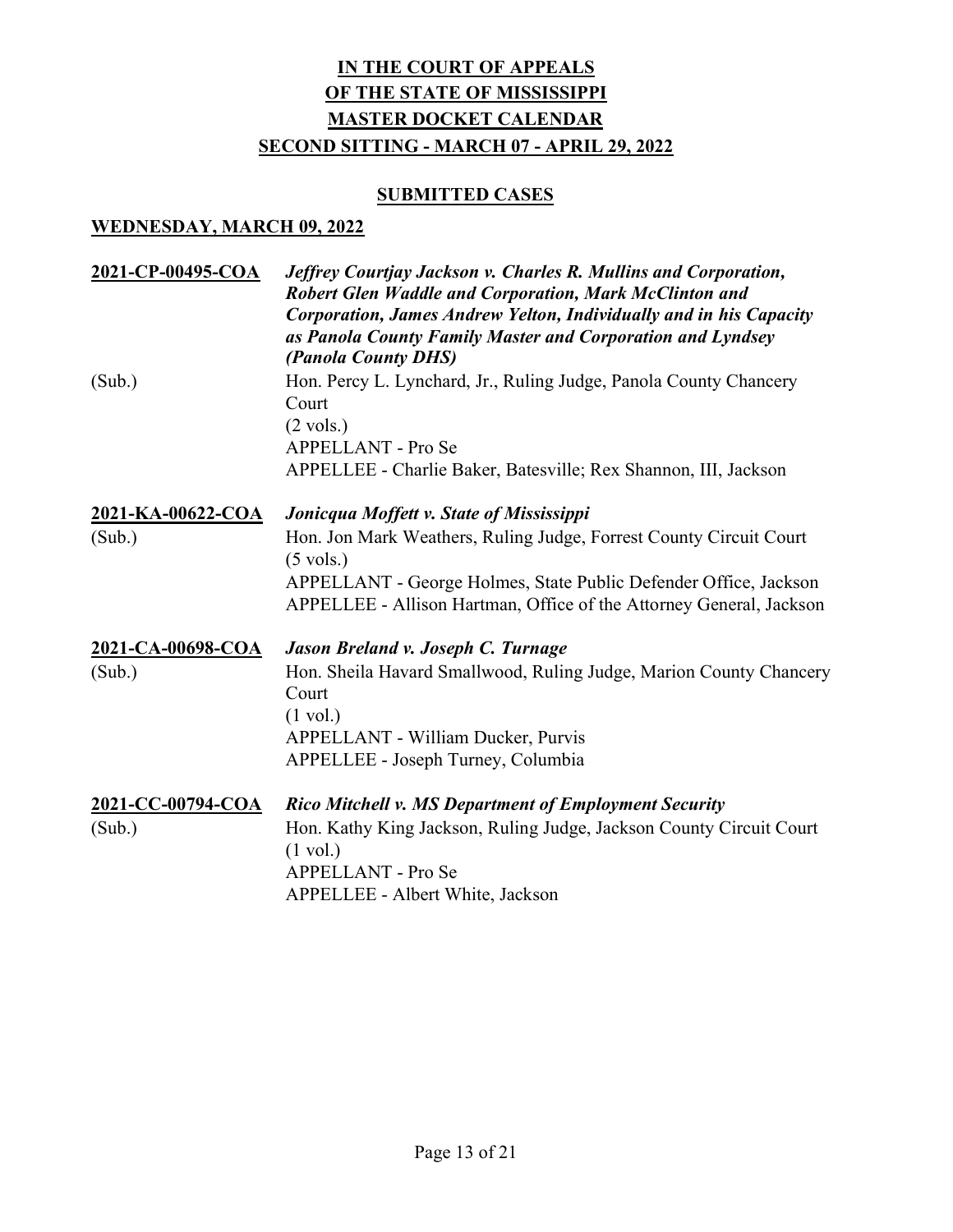# IN THE COURT OF APPEALS
# OF THE STATE OF MISSISSIPPI
# MASTER DOCKET CALENDAR
# SECOND SITTING - MARCH 07 - APRIL 29, 2022

## SUBMITTED CASES

### WEDNESDAY, MARCH 09, 2022

**2021-CP-00495-COA** — ***Jeffrey Courtjay Jackson v. Charles R. Mullins and Corporation, Robert Glen Waddle and Corporation, Mark McClinton and Corporation, James Andrew Yelton, Individually and in his Capacity as Panola County Family Master and Corporation and Lyndsey (Panola County DHS)***

(Sub.)
Hon. Percy L. Lynchard, Jr., Ruling Judge, Panola County Chancery Court
(2 vols.)
APPELLANT - Pro Se
APPELLEE - Charlie Baker, Batesville; Rex Shannon, III, Jackson

**2021-KA-00622-COA** — ***Jonicqua Moffett v. State of Mississippi***

(Sub.)
Hon. Jon Mark Weathers, Ruling Judge, Forrest County Circuit Court
(5 vols.)
APPELLANT - George Holmes, State Public Defender Office, Jackson
APPELLEE - Allison Hartman, Office of the Attorney General, Jackson

**2021-CA-00698-COA** — ***Jason Breland v. Joseph C. Turnage***

(Sub.)
Hon. Sheila Havard Smallwood, Ruling Judge, Marion County Chancery Court
(1 vol.)
APPELLANT - William Ducker, Purvis
APPELLEE - Joseph Turney, Columbia

**2021-CC-00794-COA** — ***Rico Mitchell v. MS Department of Employment Security***

(Sub.)
Hon. Kathy King Jackson, Ruling Judge, Jackson County Circuit Court
(1 vol.)
APPELLANT - Pro Se
APPELLEE - Albert White, Jackson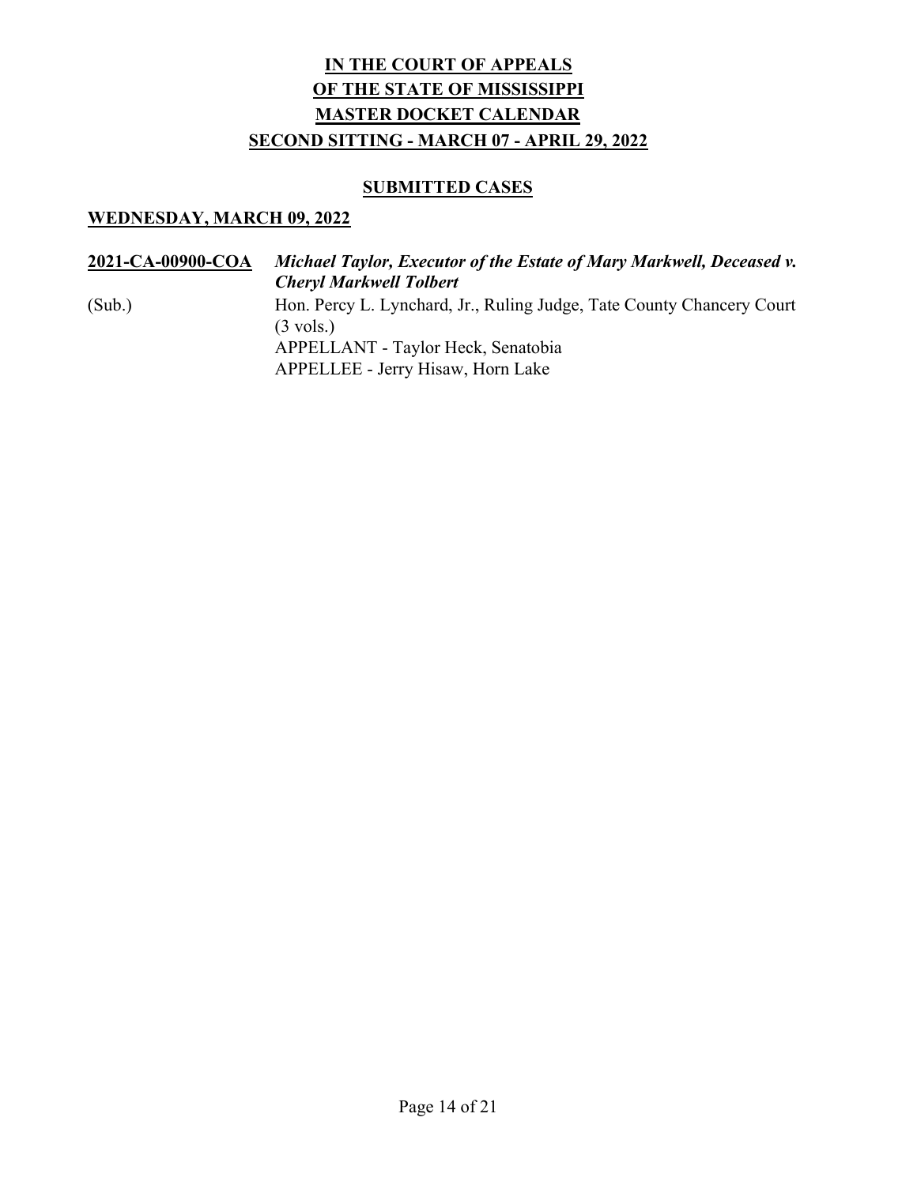# IN THE COURT OF APPEALS
# OF THE STATE OF MISSISSIPPI
# MASTER DOCKET CALENDAR
# SECOND SITTING - MARCH 07 - APRIL 29, 2022

## SUBMITTED CASES

### WEDNESDAY, MARCH 09, 2022

**2021-CA-00900-COA** ***Michael Taylor, Executor of the Estate of Mary Markwell, Deceased v. Cheryl Markwell Tolbert***

(Sub.) Hon. Percy L. Lynchard, Jr., Ruling Judge, Tate County Chancery Court (3 vols.)

APPELLANT - Taylor Heck, Senatobia

APPELLEE - Jerry Hisaw, Horn Lake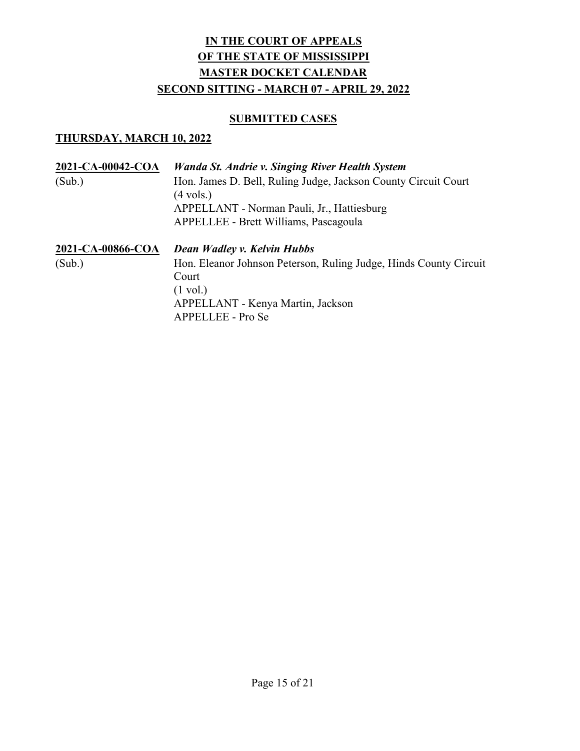# IN THE COURT OF APPEALS
# OF THE STATE OF MISSISSIPPI
# MASTER DOCKET CALENDAR
# SECOND SITTING - MARCH 07 - APRIL 29, 2022

## SUBMITTED CASES

### THURSDAY, MARCH 10, 2022

**2021-CA-00042-COA** *Wanda St. Andrie v. Singing River Health System*

(Sub.)

Hon. James D. Bell, Ruling Judge, Jackson County Circuit Court
(4 vols.)
APPELLANT - Norman Pauli, Jr., Hattiesburg
APPELLEE - Brett Williams, Pascagoula

**2021-CA-00866-COA** *Dean Wadley v. Kelvin Hubbs*

(Sub.)

Hon. Eleanor Johnson Peterson, Ruling Judge, Hinds County Circuit Court
(1 vol.)
APPELLANT - Kenya Martin, Jackson
APPELLEE - Pro Se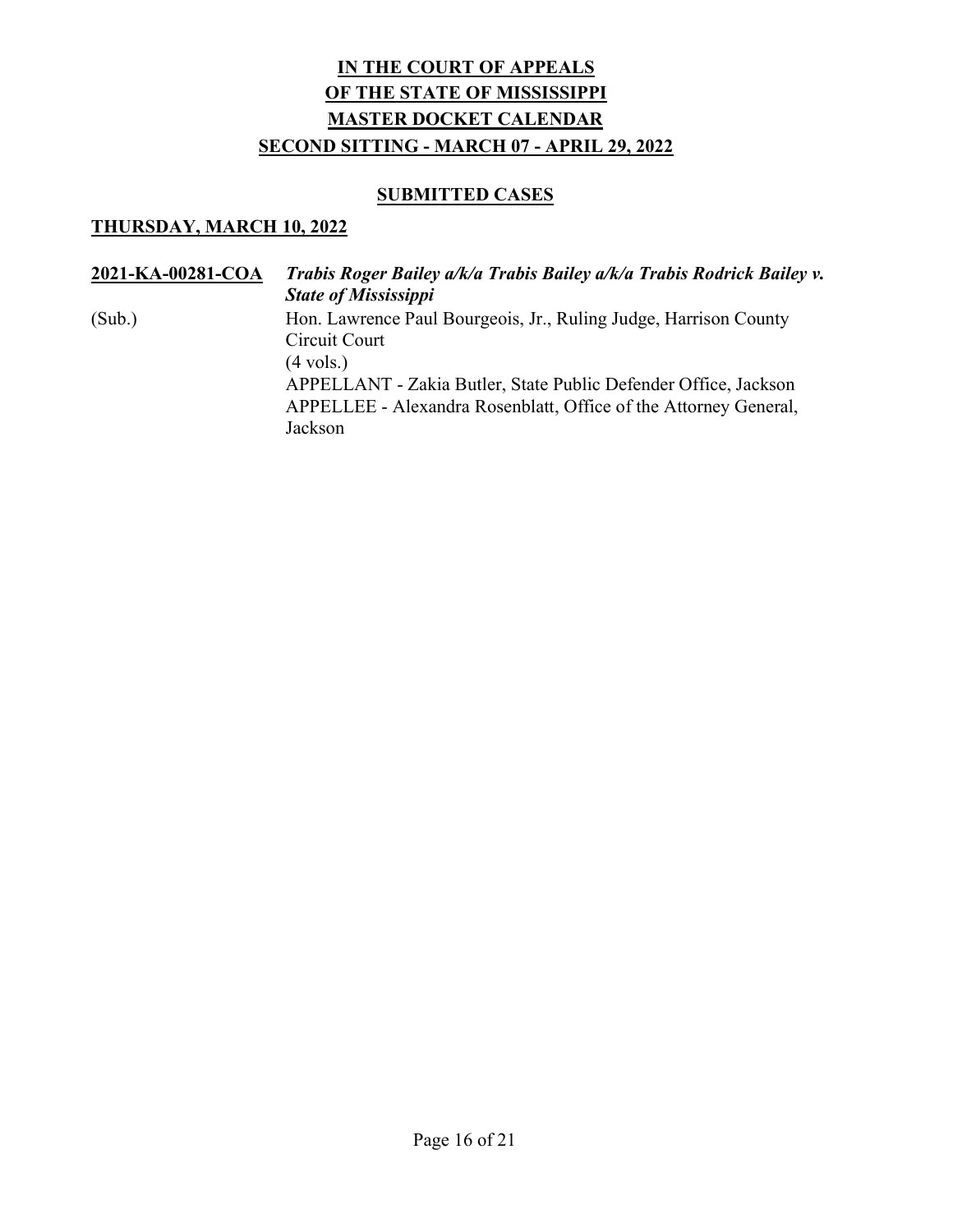# **IN THE COURT OF APPEALS**
# **OF THE STATE OF MISSISSIPPI**
# **MASTER DOCKET CALENDAR**
# **SECOND SITTING - MARCH 07 - APRIL 29, 2022**

## **SUBMITTED CASES**

### **THURSDAY, MARCH 10, 2022**

**2021-KA-00281-COA** ***Trabis Roger Bailey a/k/a Trabis Bailey a/k/a Trabis Rodrick Bailey v. State of Mississippi***

(Sub.)

Hon. Lawrence Paul Bourgeois, Jr., Ruling Judge, Harrison County Circuit Court

(4 vols.)

APPELLANT - Zakia Butler, State Public Defender Office, Jackson

APPELLEE - Alexandra Rosenblatt, Office of the Attorney General, Jackson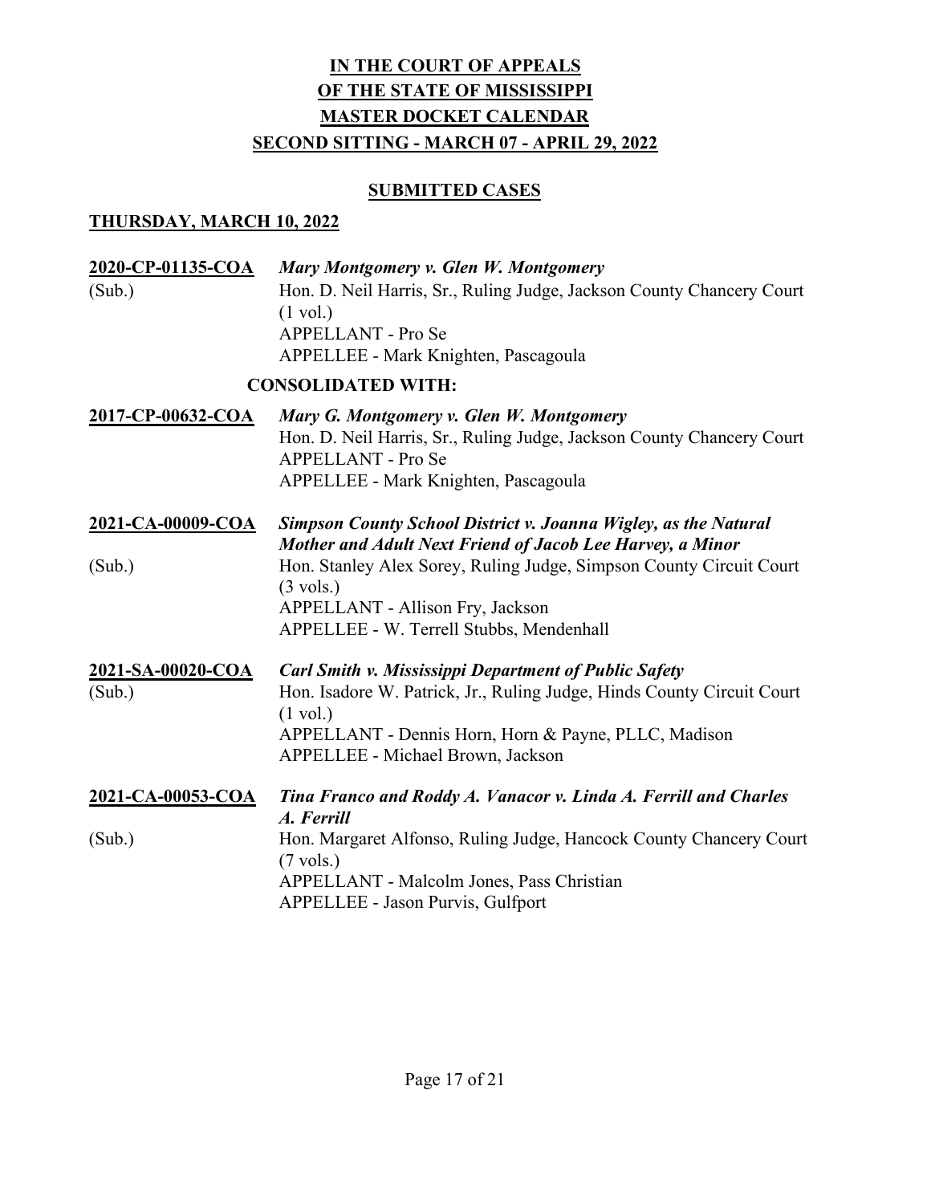# IN THE COURT OF APPEALS
# OF THE STATE OF MISSISSIPPI
# MASTER DOCKET CALENDAR
# SECOND SITTING - MARCH 07 - APRIL 29, 2022

## SUBMITTED CASES

### THURSDAY, MARCH 10, 2022

**2020-CP-01135-COA** *Mary Montgomery v. Glen W. Montgomery*
(Sub.)
Hon. D. Neil Harris, Sr., Ruling Judge, Jackson County Chancery Court
(1 vol.)
APPELLANT - Pro Se
APPELLEE - Mark Knighten, Pascagoula

**CONSOLIDATED WITH:**

**2017-CP-00632-COA** *Mary G. Montgomery v. Glen W. Montgomery*
Hon. D. Neil Harris, Sr., Ruling Judge, Jackson County Chancery Court
APPELLANT - Pro Se
APPELLEE - Mark Knighten, Pascagoula

**2021-CA-00009-COA** *Simpson County School District v. Joanna Wigley, as the Natural Mother and Adult Next Friend of Jacob Lee Harvey, a Minor*
(Sub.)
Hon. Stanley Alex Sorey, Ruling Judge, Simpson County Circuit Court
(3 vols.)
APPELLANT - Allison Fry, Jackson
APPELLEE - W. Terrell Stubbs, Mendenhall

**2021-SA-00020-COA** *Carl Smith v. Mississippi Department of Public Safety*
(Sub.)
Hon. Isadore W. Patrick, Jr., Ruling Judge, Hinds County Circuit Court
(1 vol.)
APPELLANT - Dennis Horn, Horn & Payne, PLLC, Madison
APPELLEE - Michael Brown, Jackson

**2021-CA-00053-COA** *Tina Franco and Roddy A. Vanacor v. Linda A. Ferrill and Charles A. Ferrill*
(Sub.)
Hon. Margaret Alfonso, Ruling Judge, Hancock County Chancery Court
(7 vols.)
APPELLANT - Malcolm Jones, Pass Christian
APPELLEE - Jason Purvis, Gulfport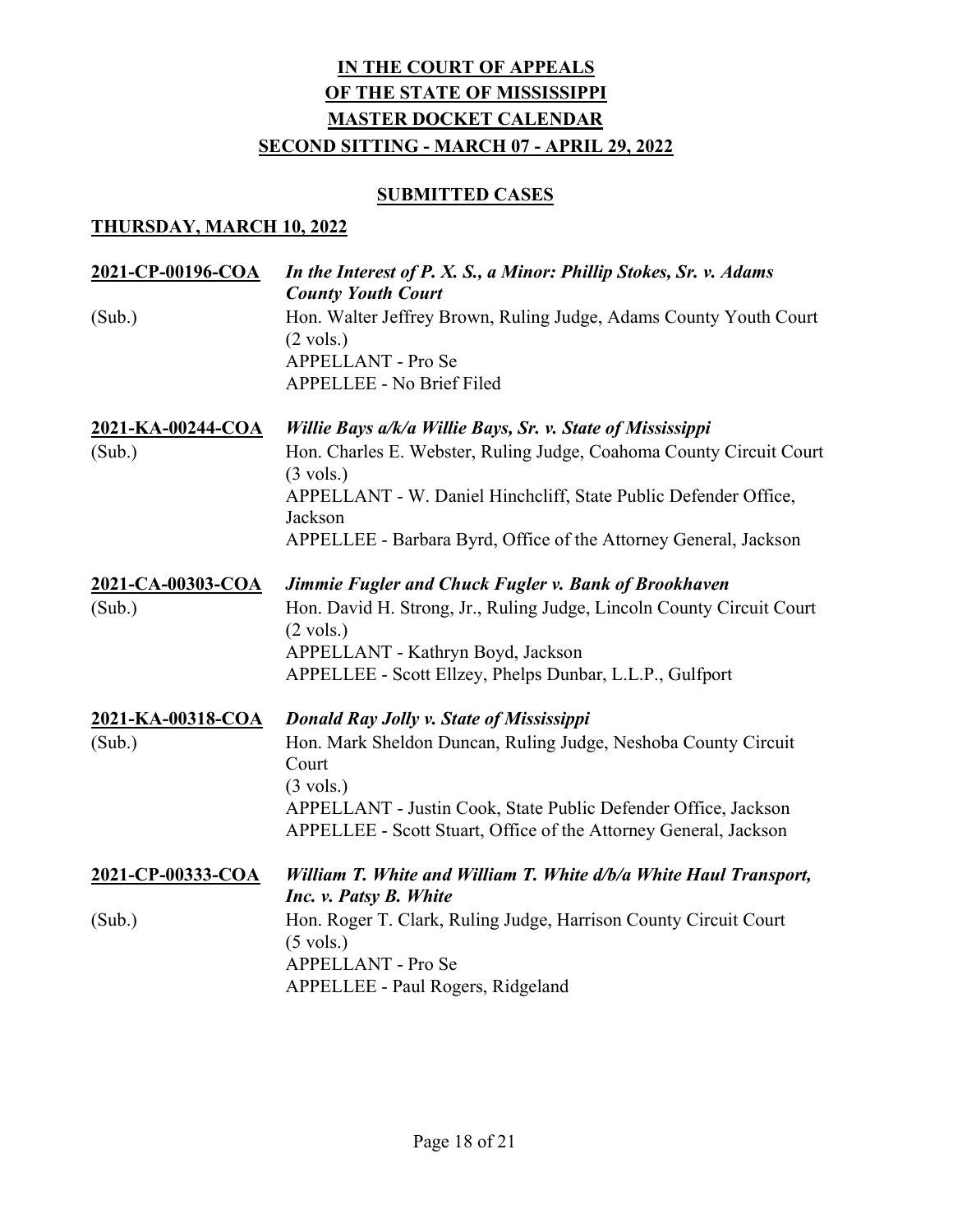**IN THE COURT OF APPEALS**
**OF THE STATE OF MISSISSIPPI**
**MASTER DOCKET CALENDAR**
**SECOND SITTING - MARCH 07 - APRIL 29, 2022**

**SUBMITTED CASES**

**THURSDAY, MARCH 10, 2022**

**2021-CP-00196-COA** *In the Interest of P. X. S., a Minor: Phillip Stokes, Sr. v. Adams County Youth Court*
(Sub.)
Hon. Walter Jeffrey Brown, Ruling Judge, Adams County Youth Court
(2 vols.)
APPELLANT - Pro Se
APPELLEE - No Brief Filed

**2021-KA-00244-COA** *Willie Bays a/k/a Willie Bays, Sr. v. State of Mississippi*
(Sub.)
Hon. Charles E. Webster, Ruling Judge, Coahoma County Circuit Court
(3 vols.)
APPELLANT - W. Daniel Hinchcliff, State Public Defender Office, Jackson
APPELLEE - Barbara Byrd, Office of the Attorney General, Jackson

**2021-CA-00303-COA** *Jimmie Fugler and Chuck Fugler v. Bank of Brookhaven*
(Sub.)
Hon. David H. Strong, Jr., Ruling Judge, Lincoln County Circuit Court
(2 vols.)
APPELLANT - Kathryn Boyd, Jackson
APPELLEE - Scott Ellzey, Phelps Dunbar, L.L.P., Gulfport

**2021-KA-00318-COA** *Donald Ray Jolly v. State of Mississippi*
(Sub.)
Hon. Mark Sheldon Duncan, Ruling Judge, Neshoba County Circuit Court
(3 vols.)
APPELLANT - Justin Cook, State Public Defender Office, Jackson
APPELLEE - Scott Stuart, Office of the Attorney General, Jackson

**2021-CP-00333-COA** *William T. White and William T. White d/b/a White Haul Transport, Inc. v. Patsy B. White*
(Sub.)
Hon. Roger T. Clark, Ruling Judge, Harrison County Circuit Court
(5 vols.)
APPELLANT - Pro Se
APPELLEE - Paul Rogers, Ridgeland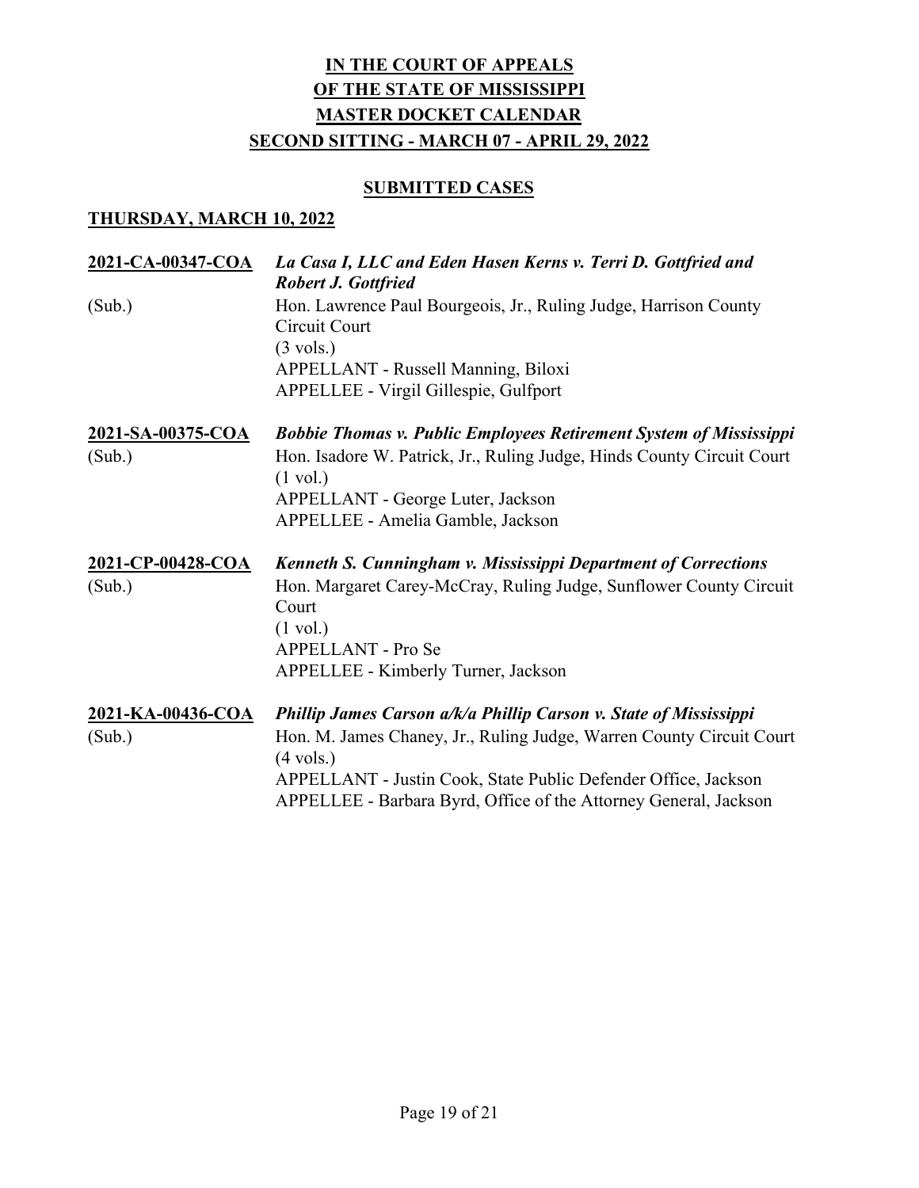**IN THE COURT OF APPEALS**
**OF THE STATE OF MISSISSIPPI**
**MASTER DOCKET CALENDAR**
**SECOND SITTING - MARCH 07 - APRIL 29, 2022**

**SUBMITTED CASES**

**THURSDAY, MARCH 10, 2022**

**2021-CA-00347-COA** — ***La Casa I, LLC and Eden Hasen Kerns v. Terri D. Gottfried and Robert J. Gottfried***
(Sub.)
Hon. Lawrence Paul Bourgeois, Jr., Ruling Judge, Harrison County Circuit Court
(3 vols.)
APPELLANT - Russell Manning, Biloxi
APPELLEE - Virgil Gillespie, Gulfport

**2021-SA-00375-COA** — ***Bobbie Thomas v. Public Employees Retirement System of Mississippi***
(Sub.)
Hon. Isadore W. Patrick, Jr., Ruling Judge, Hinds County Circuit Court
(1 vol.)
APPELLANT - George Luter, Jackson
APPELLEE - Amelia Gamble, Jackson

**2021-CP-00428-COA** — ***Kenneth S. Cunningham v. Mississippi Department of Corrections***
(Sub.)
Hon. Margaret Carey-McCray, Ruling Judge, Sunflower County Circuit Court
(1 vol.)
APPELLANT - Pro Se
APPELLEE - Kimberly Turner, Jackson

**2021-KA-00436-COA** — ***Phillip James Carson a/k/a Phillip Carson v. State of Mississippi***
(Sub.)
Hon. M. James Chaney, Jr., Ruling Judge, Warren County Circuit Court
(4 vols.)
APPELLANT - Justin Cook, State Public Defender Office, Jackson
APPELLEE - Barbara Byrd, Office of the Attorney General, Jackson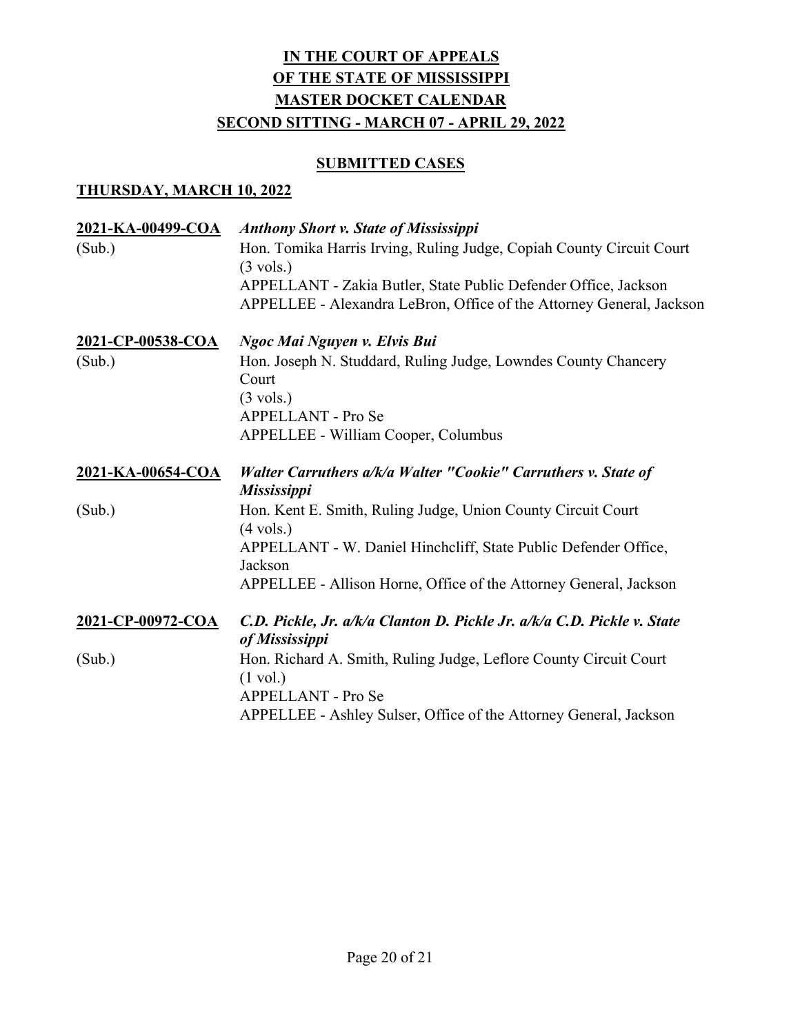**IN THE COURT OF APPEALS**
**OF THE STATE OF MISSISSIPPI**
**MASTER DOCKET CALENDAR**
**SECOND SITTING - MARCH 07 - APRIL 29, 2022**

**SUBMITTED CASES**

**THURSDAY, MARCH 10, 2022**

**2021-KA-00499-COA** *Anthony Short v. State of Mississippi*
(Sub.)
Hon. Tomika Harris Irving, Ruling Judge, Copiah County Circuit Court
(3 vols.)
APPELLANT - Zakia Butler, State Public Defender Office, Jackson
APPELLEE - Alexandra LeBron, Office of the Attorney General, Jackson

**2021-CP-00538-COA** *Ngoc Mai Nguyen v. Elvis Bui*
(Sub.)
Hon. Joseph N. Studdard, Ruling Judge, Lowndes County Chancery Court
(3 vols.)
APPELLANT - Pro Se
APPELLEE - William Cooper, Columbus

**2021-KA-00654-COA** *Walter Carruthers a/k/a Walter "Cookie" Carruthers v. State of Mississippi*
(Sub.)
Hon. Kent E. Smith, Ruling Judge, Union County Circuit Court
(4 vols.)
APPELLANT - W. Daniel Hinchcliff, State Public Defender Office, Jackson
APPELLEE - Allison Horne, Office of the Attorney General, Jackson

**2021-CP-00972-COA** *C.D. Pickle, Jr. a/k/a Clanton D. Pickle Jr. a/k/a C.D. Pickle v. State of Mississippi*
(Sub.)
Hon. Richard A. Smith, Ruling Judge, Leflore County Circuit Court
(1 vol.)
APPELLANT - Pro Se
APPELLEE - Ashley Sulser, Office of the Attorney General, Jackson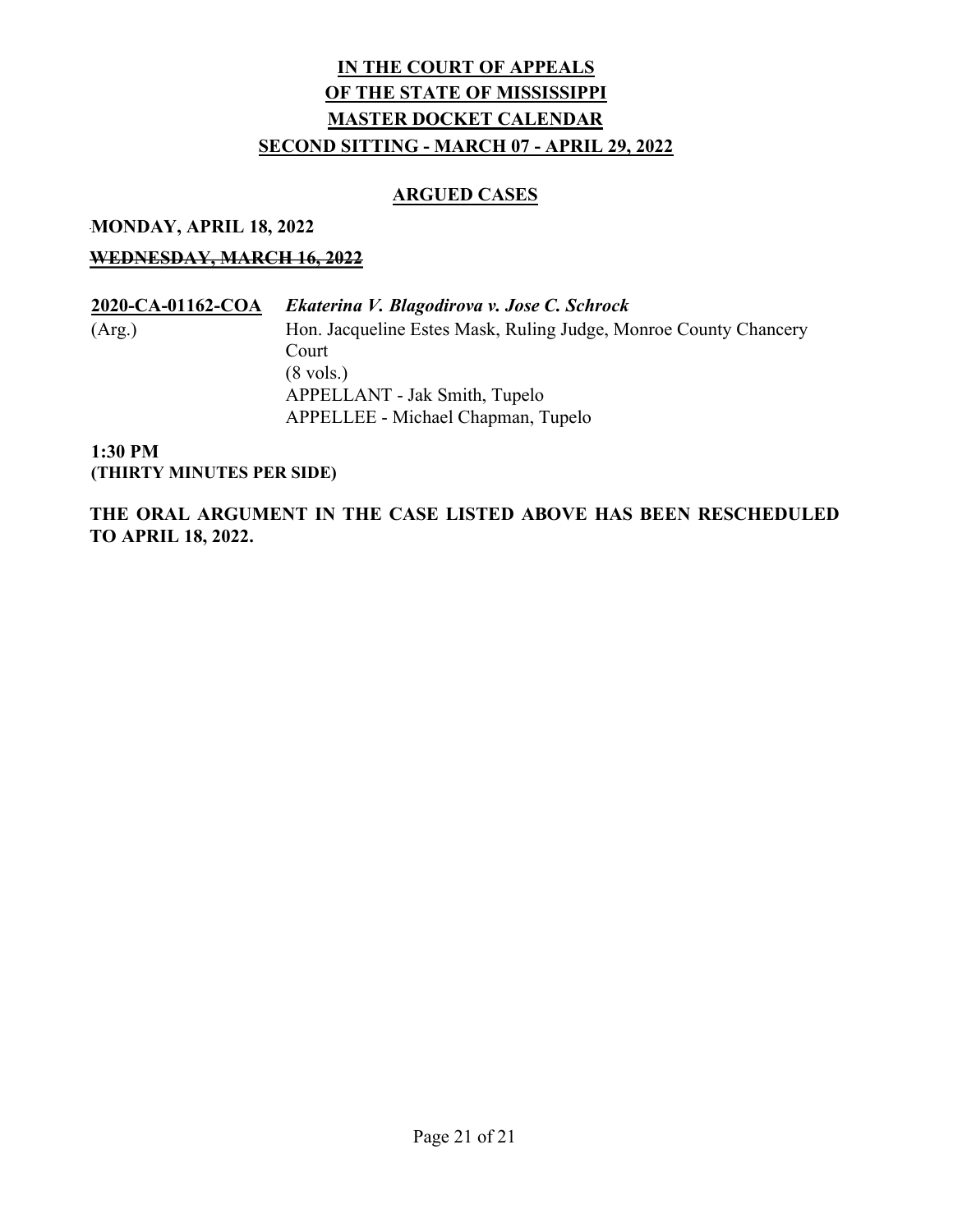**IN THE COURT OF APPEALS**
**OF THE STATE OF MISSISSIPPI**
**MASTER DOCKET CALENDAR**
**SECOND SITTING - MARCH 07 - APRIL 29, 2022**

**ARGUED CASES**

**MONDAY, APRIL 18, 2022**

**~~WEDNESDAY, MARCH 16, 2022~~**

**2020-CA-01162-COA** *Ekaterina V. Blagodirova v. Jose C. Schrock*
(Arg.)
Hon. Jacqueline Estes Mask, Ruling Judge, Monroe County Chancery Court
(8 vols.)
APPELLANT - Jak Smith, Tupelo
APPELLEE - Michael Chapman, Tupelo

**1:30 PM**
**(THIRTY MINUTES PER SIDE)**

**THE ORAL ARGUMENT IN THE CASE LISTED ABOVE HAS BEEN RESCHEDULED TO APRIL 18, 2022.**